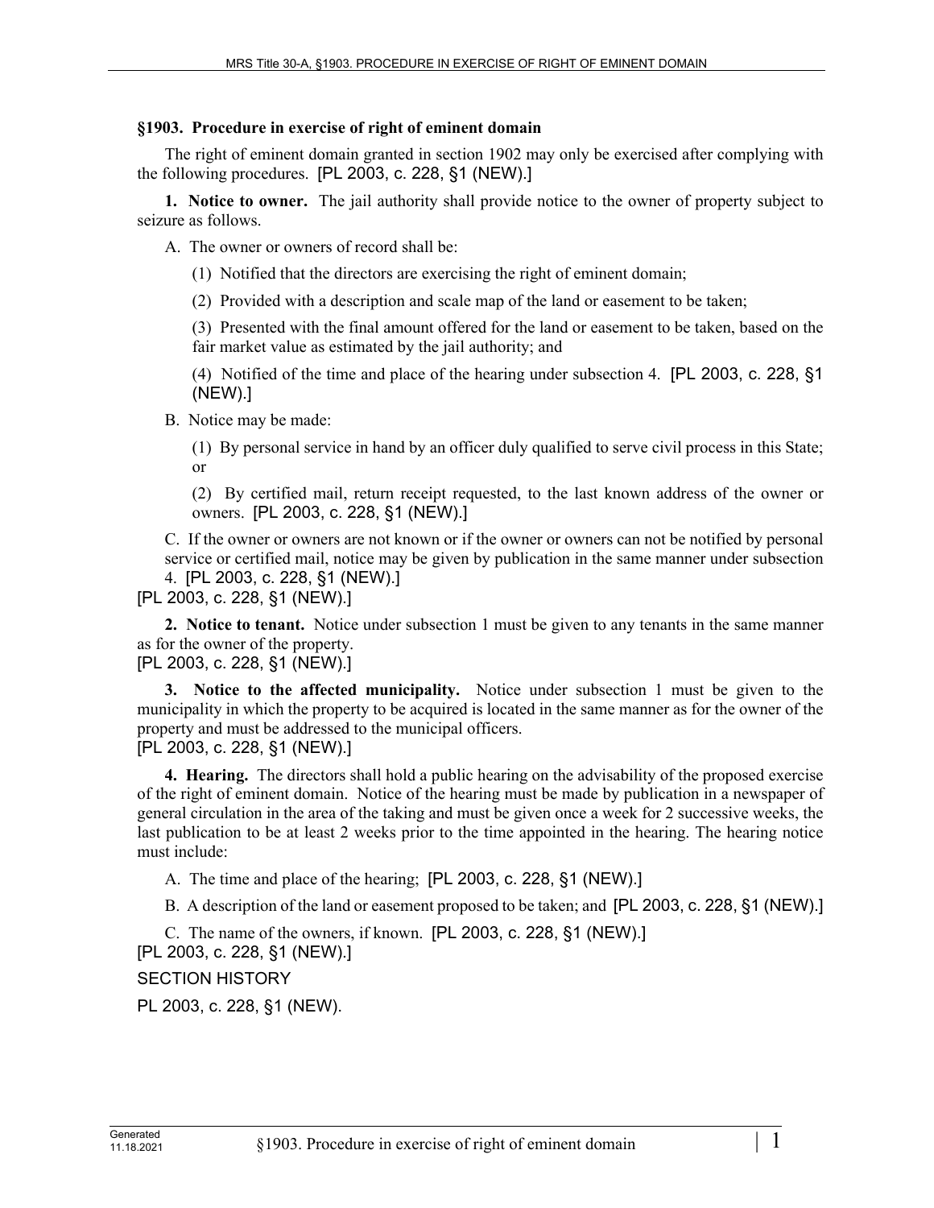**§1903. Procedure in exercise of right of eminent domain**

The right of eminent domain granted in section 1902 may only be exercised after complying with the following procedures. [PL 2003, c. 228, §1 (NEW).]

**1. Notice to owner.** The jail authority shall provide notice to the owner of property subject to seizure as follows.

A. The owner or owners of record shall be:

(1) Notified that the directors are exercising the right of eminent domain;

(2) Provided with a description and scale map of the land or easement to be taken;

(3) Presented with the final amount offered for the land or easement to be taken, based on the fair market value as estimated by the jail authority; and

(4) Notified of the time and place of the hearing under subsection 4. [PL 2003, c. 228, §1 (NEW).]

B. Notice may be made:

(1) By personal service in hand by an officer duly qualified to serve civil process in this State; or

(2) By certified mail, return receipt requested, to the last known address of the owner or owners. [PL 2003, c. 228, §1 (NEW).]

C. If the owner or owners are not known or if the owner or owners can not be notified by personal service or certified mail, notice may be given by publication in the same manner under subsection 4. [PL 2003, c. 228, §1 (NEW).]

[PL 2003, c. 228, §1 (NEW).]

**2. Notice to tenant.** Notice under subsection 1 must be given to any tenants in the same manner as for the owner of the property.

[PL 2003, c. 228, §1 (NEW).]

**3. Notice to the affected municipality.** Notice under subsection 1 must be given to the municipality in which the property to be acquired is located in the same manner as for the owner of the property and must be addressed to the municipal officers.

[PL 2003, c. 228, §1 (NEW).]

**4. Hearing.** The directors shall hold a public hearing on the advisability of the proposed exercise of the right of eminent domain. Notice of the hearing must be made by publication in a newspaper of general circulation in the area of the taking and must be given once a week for 2 successive weeks, the last publication to be at least 2 weeks prior to the time appointed in the hearing. The hearing notice must include:

A. The time and place of the hearing; [PL 2003, c. 228, §1 (NEW).]

B. A description of the land or easement proposed to be taken; and [PL 2003, c. 228, §1 (NEW).]

C. The name of the owners, if known. [PL 2003, c. 228, §1 (NEW).]

[PL 2003, c. 228, §1 (NEW).]

SECTION HISTORY

PL 2003, c. 228, §1 (NEW).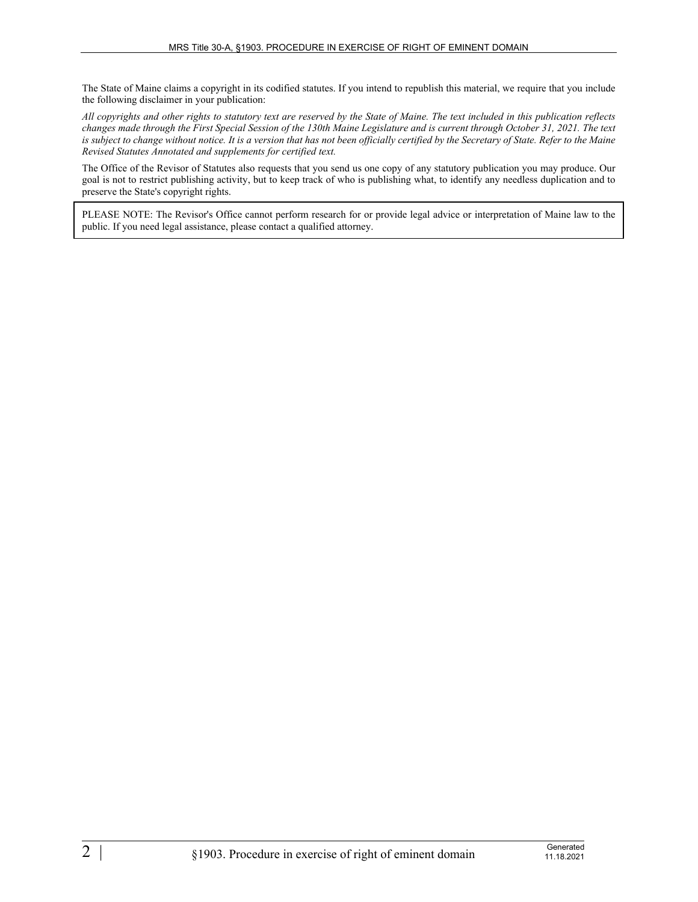The State of Maine claims a copyright in its codified statutes. If you intend to republish this material, we require that you include the following disclaimer in your publication:

*All copyrights and other rights to statutory text are reserved by the State of Maine. The text included in this publication reflects changes made through the First Special Session of the 130th Maine Legislature and is current through October 31, 2021. The text is subject to change without notice. It is a version that has not been officially certified by the Secretary of State. Refer to the Maine Revised Statutes Annotated and supplements for certified text.*

The Office of the Revisor of Statutes also requests that you send us one copy of any statutory publication you may produce. Our goal is not to restrict publishing activity, but to keep track of who is publishing what, to identify any needless duplication and to preserve the State's copyright rights.

PLEASE NOTE: The Revisor's Office cannot perform research for or provide legal advice or interpretation of Maine law to the public. If you need legal assistance, please contact a qualified attorney.